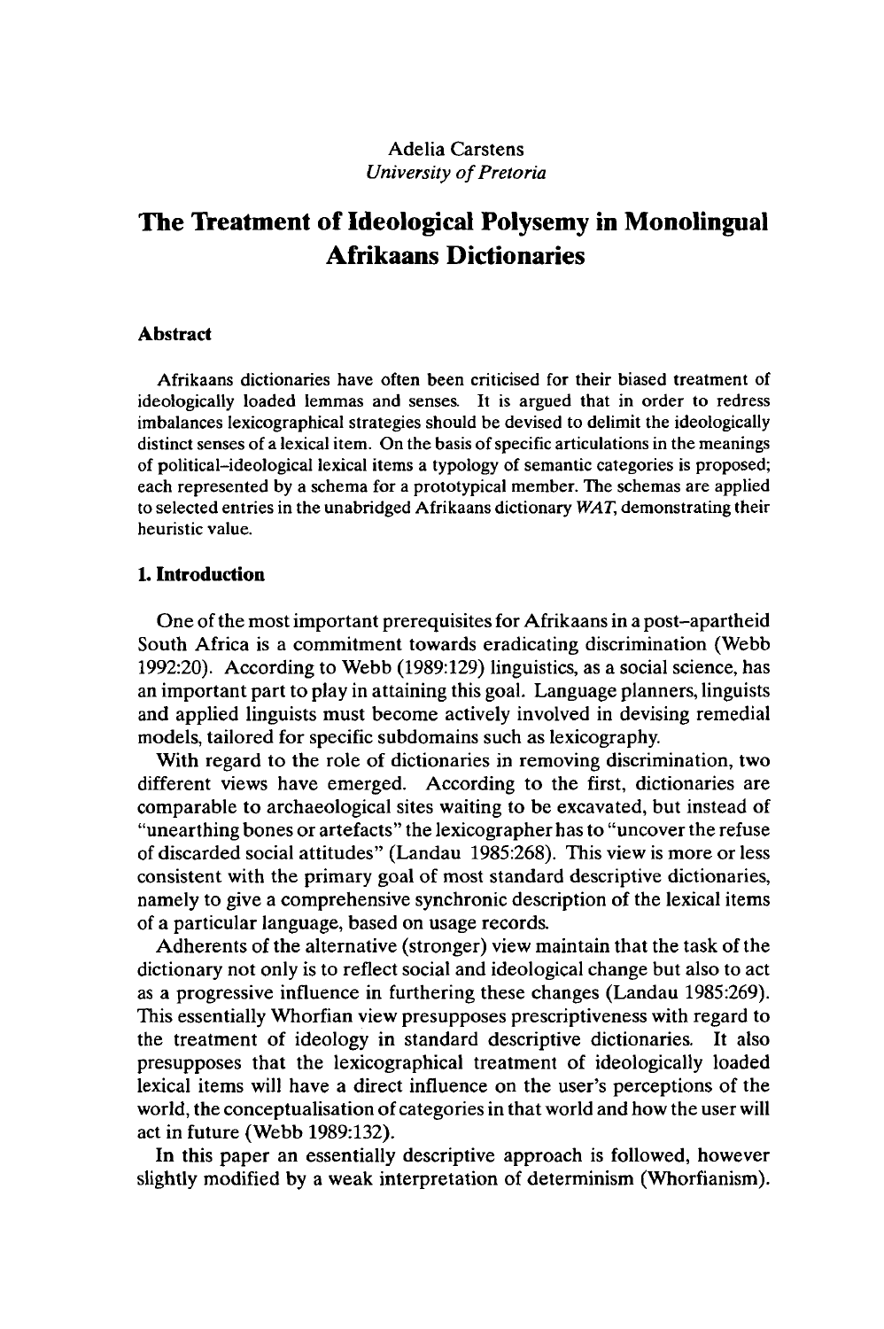Adelia Carstens
*University of Pretoria*

# The Treatment of Ideological Polysemy in Monolingual Afrikaans Dictionaries

## Abstract

Afrikaans dictionaries have often been criticised for their biased treatment of ideologically loaded lemmas and senses. It is argued that in order to redress imbalances lexicographical strategies should be devised to delimit the ideologically distinct senses of a lexical item. On the basis of specific articulations in the meanings of political–ideological lexical items a typology of semantic categories is proposed; each represented by a schema for a prototypical member. The schemas are applied to selected entries in the unabridged Afrikaans dictionary *WAT*, demonstrating their heuristic value.

## 1. Introduction

One of the most important prerequisites for Afrikaans in a post–apartheid South Africa is a commitment towards eradicating discrimination (Webb 1992:20). According to Webb (1989:129) linguistics, as a social science, has an important part to play in attaining this goal. Language planners, linguists and applied linguists must become actively involved in devising remedial models, tailored for specific subdomains such as lexicography.

With regard to the role of dictionaries in removing discrimination, two different views have emerged. According to the first, dictionaries are comparable to archaeological sites waiting to be excavated, but instead of "unearthing bones or artefacts" the lexicographer has to "uncover the refuse of discarded social attitudes" (Landau 1985:268). This view is more or less consistent with the primary goal of most standard descriptive dictionaries, namely to give a comprehensive synchronic description of the lexical items of a particular language, based on usage records.

Adherents of the alternative (stronger) view maintain that the task of the dictionary not only is to reflect social and ideological change but also to act as a progressive influence in furthering these changes (Landau 1985:269). This essentially Whorfian view presupposes prescriptiveness with regard to the treatment of ideology in standard descriptive dictionaries. It also presupposes that the lexicographical treatment of ideologically loaded lexical items will have a direct influence on the user's perceptions of the world, the conceptualisation of categories in that world and how the user will act in future (Webb 1989:132).

In this paper an essentially descriptive approach is followed, however slightly modified by a weak interpretation of determinism (Whorfianism).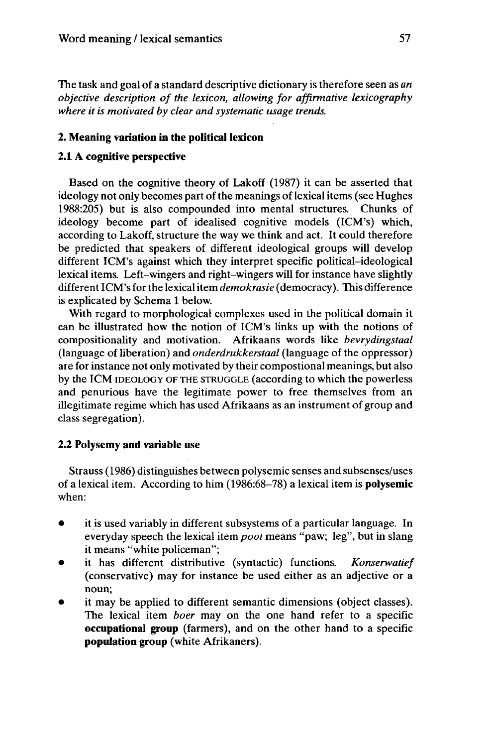The task and goal of a standard descriptive dictionary is therefore seen as *an objective description of the lexicon, allowing for affirmative lexicography where it is motivated by clear and systematic usage trends.*

## 2. Meaning variation in the political lexicon

### 2.1 A cognitive perspective

Based on the cognitive theory of Lakoff (1987) it can be asserted that ideology not only becomes part of the meanings of lexical items (see Hughes 1988:205) but is also compounded into mental structures. Chunks of ideology become part of idealised cognitive models (ICM's) which, according to Lakoff, structure the way we think and act. It could therefore be predicted that speakers of different ideological groups will develop different ICM's against which they interpret specific political–ideological lexical items. Left–wingers and right–wingers will for instance have slightly different ICM's for the lexical item *demokrasie* (democracy). This difference is explicated by Schema 1 below.

With regard to morphological complexes used in the political domain it can be illustrated how the notion of ICM's links up with the notions of compositionality and motivation. Afrikaans words like *bevrydingstaal* (language of liberation) and *onderdrukkerstaal* (language of the oppressor) are for instance not only motivated by their compostional meanings, but also by the ICM IDEOLOGY OF THE STRUGGLE (according to which the powerless and penurious have the legitimate power to free themselves from an illegitimate regime which has used Afrikaans as an instrument of group and class segregation).

### 2.2 Polysemy and variable use

Strauss (1986) distinguishes between polysemic senses and subsenses/uses of a lexical item. According to him (1986:68–78) a lexical item is **polysemic** when:

- it is used variably in different subsystems of a particular language. In everyday speech the lexical item *poot* means "paw; leg", but in slang it means "white policeman";
- it has different distributive (syntactic) functions. *Konserwatief* (conservative) may for instance be used either as an adjective or a noun;
- it may be applied to different semantic dimensions (object classes). The lexical item *boer* may on the one hand refer to a specific **occupational group** (farmers), and on the other hand to a specific **population group** (white Afrikaners).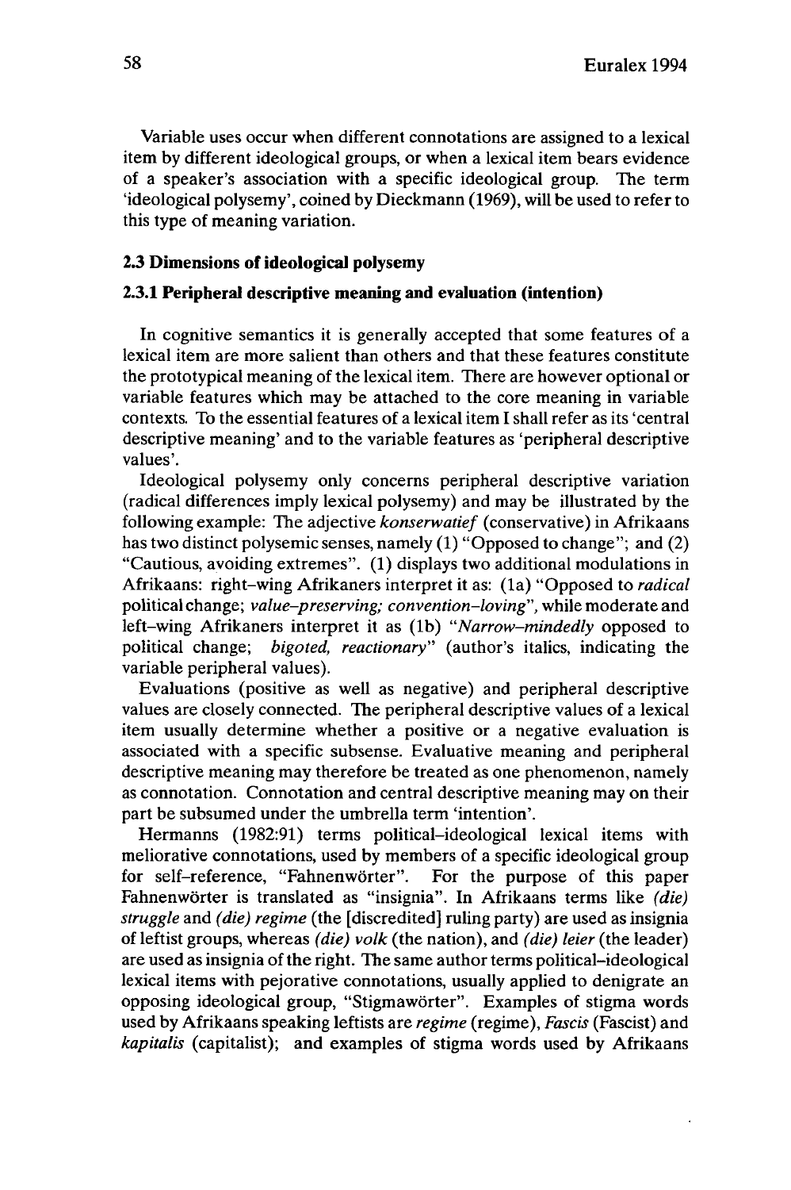Variable uses occur when different connotations are assigned to a lexical item by different ideological groups, or when a lexical item bears evidence of a speaker's association with a specific ideological group. The term 'ideological polysemy', coined by Dieckmann (1969), will be used to refer to this type of meaning variation.

### 2.3 Dimensions of ideological polysemy

#### 2.3.1 Peripheral descriptive meaning and evaluation (intention)

In cognitive semantics it is generally accepted that some features of a lexical item are more salient than others and that these features constitute the prototypical meaning of the lexical item. There are however optional or variable features which may be attached to the core meaning in variable contexts. To the essential features of a lexical item I shall refer as its 'central descriptive meaning' and to the variable features as 'peripheral descriptive values'.

Ideological polysemy only concerns peripheral descriptive variation (radical differences imply lexical polysemy) and may be illustrated by the following example: The adjective *konserwatief* (conservative) in Afrikaans has two distinct polysemic senses, namely (1) "Opposed to change"; and (2) "Cautious, avoiding extremes". (1) displays two additional modulations in Afrikaans: right-wing Afrikaners interpret it as: (1a) "Opposed to *radical* political change; *value-preserving; convention-loving*", while moderate and left-wing Afrikaners interpret it as (1b) "*Narrow-mindedly* opposed to political change; *bigoted, reactionary*" (author's italics, indicating the variable peripheral values).

Evaluations (positive as well as negative) and peripheral descriptive values are closely connected. The peripheral descriptive values of a lexical item usually determine whether a positive or a negative evaluation is associated with a specific subsense. Evaluative meaning and peripheral descriptive meaning may therefore be treated as one phenomenon, namely as connotation. Connotation and central descriptive meaning may on their part be subsumed under the umbrella term 'intention'.

Hermanns (1982:91) terms political-ideological lexical items with meliorative connotations, used by members of a specific ideological group for self-reference, "Fahnenwörter". For the purpose of this paper Fahnenwörter is translated as "insignia". In Afrikaans terms like *(die) struggle* and *(die) regime* (the [discredited] ruling party) are used as insignia of leftist groups, whereas *(die) volk* (the nation), and *(die) leier* (the leader) are used as insignia of the right. The same author terms political-ideological lexical items with pejorative connotations, usually applied to denigrate an opposing ideological group, "Stigmawörter". Examples of stigma words used by Afrikaans speaking leftists are *regime* (regime), *Fascis* (Fascist) and *kapitalis* (capitalist); and examples of stigma words used by Afrikaans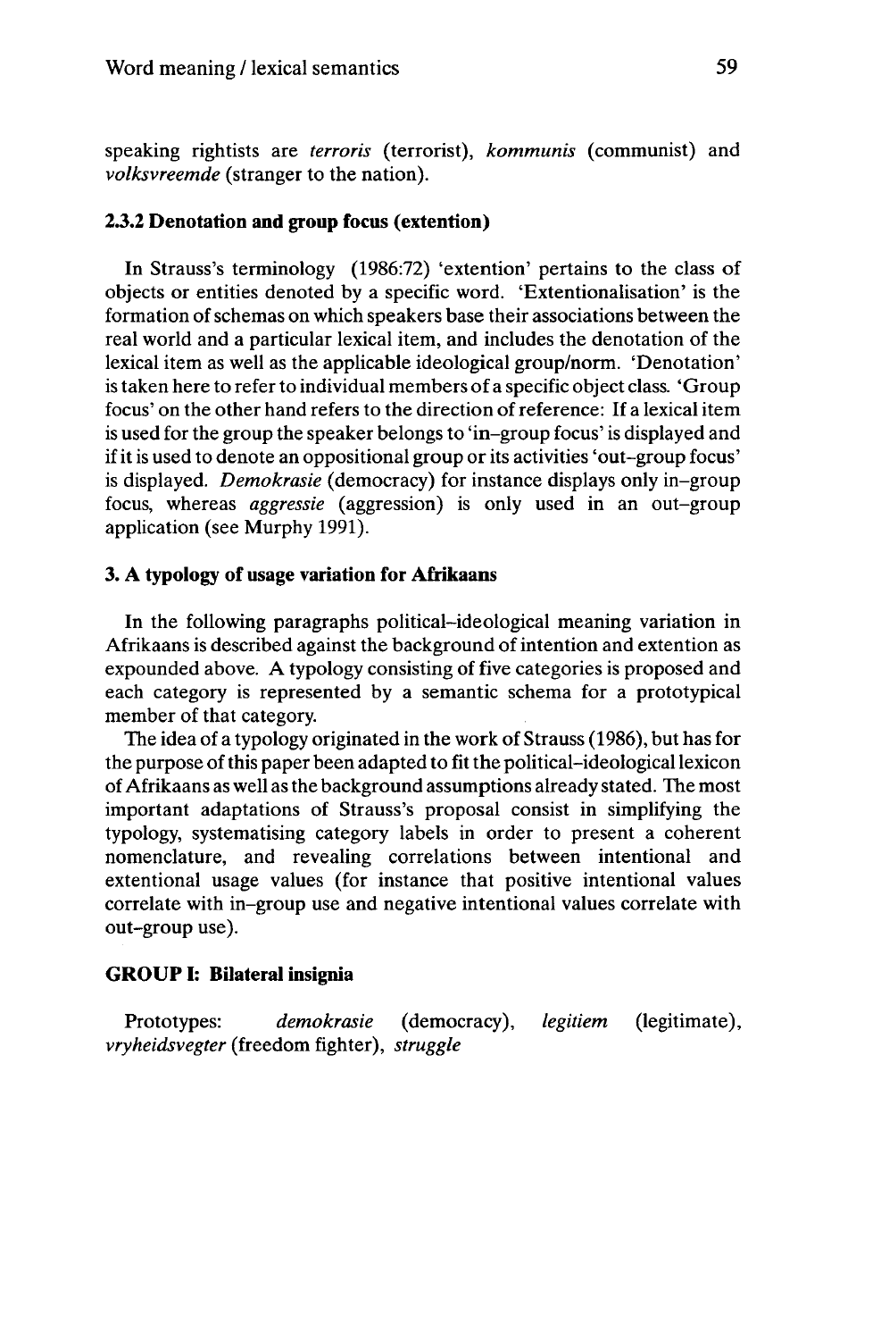speaking rightists are *terroris* (terrorist), *kommunis* (communist) and *volksvreemde* (stranger to the nation).

### 2.3.2 Denotation and group focus (extention)

In Strauss's terminology (1986:72) 'extention' pertains to the class of objects or entities denoted by a specific word. 'Extentionalisation' is the formation of schemas on which speakers base their associations between the real world and a particular lexical item, and includes the denotation of the lexical item as well as the applicable ideological group/norm. 'Denotation' is taken here to refer to individual members of a specific object class. 'Group focus' on the other hand refers to the direction of reference: If a lexical item is used for the group the speaker belongs to 'in–group focus' is displayed and if it is used to denote an oppositional group or its activities 'out–group focus' is displayed. *Demokrasie* (democracy) for instance displays only in–group focus, whereas *aggressie* (aggression) is only used in an out–group application (see Murphy 1991).

## 3. A typology of usage variation for Afrikaans

In the following paragraphs political–ideological meaning variation in Afrikaans is described against the background of intention and extention as expounded above. A typology consisting of five categories is proposed and each category is represented by a semantic schema for a prototypical member of that category.

The idea of a typology originated in the work of Strauss (1986), but has for the purpose of this paper been adapted to fit the political–ideological lexicon of Afrikaans as well as the background assumptions already stated. The most important adaptations of Strauss's proposal consist in simplifying the typology, systematising category labels in order to present a coherent nomenclature, and revealing correlations between intentional and extentional usage values (for instance that positive intentional values correlate with in–group use and negative intentional values correlate with out–group use).

### GROUP I: Bilateral insignia

Prototypes: *demokrasie* (democracy), *legitiem* (legitimate), *vryheidsvegter* (freedom fighter), *struggle*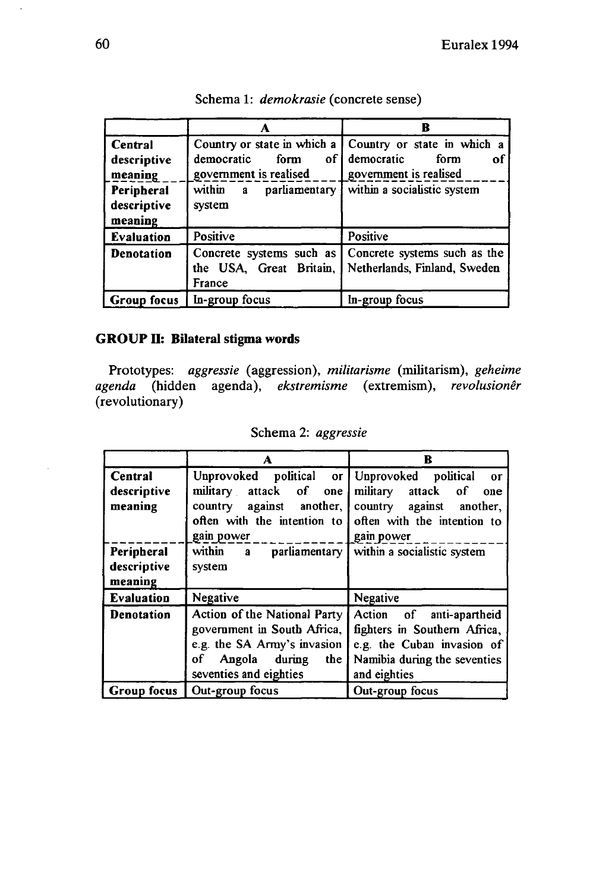Schema 1: *demokrasie* (concrete sense)

| | A | B |
|---|---|---|
| **Central descriptive meaning** | Country or state in which a democratic form of government is realised | Country or state in which a democratic form of government is realised |
| **Peripheral descriptive meaning** | within a parliamentary system | within a socialistic system |
| **Evaluation** | Positive | Positive |
| **Denotation** | Concrete systems such as the USA, Great Britain, France | Concrete systems such as the Netherlands, Finland, Sweden |
| **Group focus** | In-group focus | In-group focus |

### GROUP II: Bilateral stigma words

Prototypes: *aggressie* (aggression), *militarisme* (militarism), *geheime agenda* (hidden agenda), *ekstremisme* (extremism), *revolusionêr* (revolutionary)

Schema 2: *aggressie*

| | A | B |
|---|---|---|
| **Central descriptive meaning** | Unprovoked political or military attack of one country against another, often with the intention to gain power | Unprovoked political or military attack of one country against another, often with the intention to gain power |
| **Peripheral descriptive meaning** | within a parliamentary system | within a socialistic system |
| **Evaluation** | Negative | Negative |
| **Denotation** | Action of the National Party government in South Africa, e.g. the SA Army's invasion of Angola during the seventies and eighties | Action of anti-apartheid fighters in Southern Africa, e.g. the Cuban invasion of Namibia during the seventies and eighties |
| **Group focus** | Out-group focus | Out-group focus |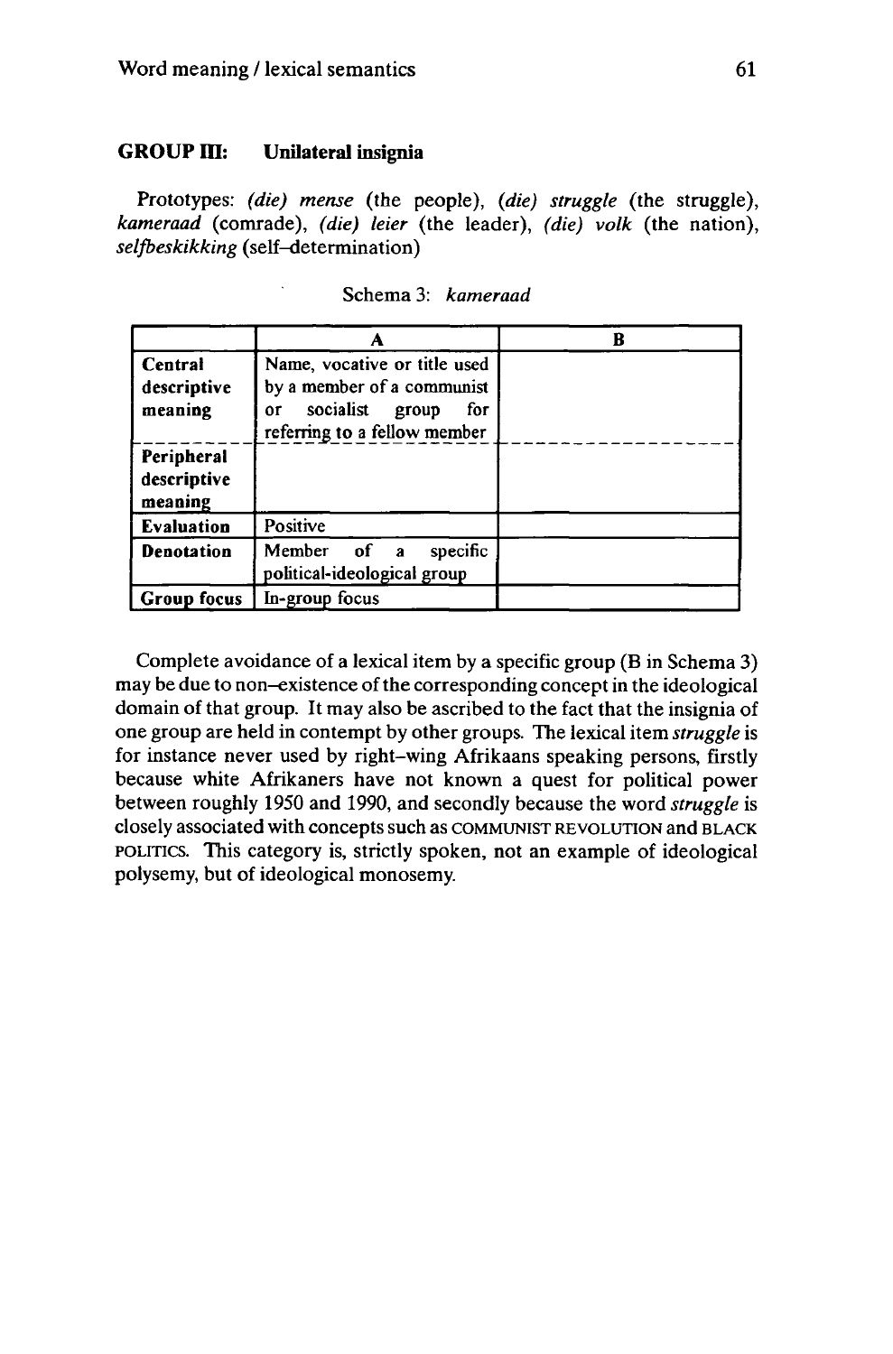### GROUP III: Unilateral insignia

Prototypes: *(die) mense* (the people), *(die) struggle* (the struggle), *kameraad* (comrade), *(die) leier* (the leader), *(die) volk* (the nation), *selfbeskikking* (self–determination)

Schema 3: *kameraad*

| | A | B |
|---|---|---|
| **Central descriptive meaning** | Name, vocative or title used by a member of a communist or socialist group for referring to a fellow member | |
| **Peripheral descriptive meaning** | | |
| **Evaluation** | Positive | |
| **Denotation** | Member of a specific political-ideological group | |
| **Group focus** | In-group focus | |

Complete avoidance of a lexical item by a specific group (B in Schema 3) may be due to non–existence of the corresponding concept in the ideological domain of that group. It may also be ascribed to the fact that the insignia of one group are held in contempt by other groups. The lexical item *struggle* is for instance never used by right–wing Afrikaans speaking persons, firstly because white Afrikaners have not known a quest for political power between roughly 1950 and 1990, and secondly because the word *struggle* is closely associated with concepts such as COMMUNIST REVOLUTION and BLACK POLITICS. This category is, strictly spoken, not an example of ideological polysemy, but of ideological monosemy.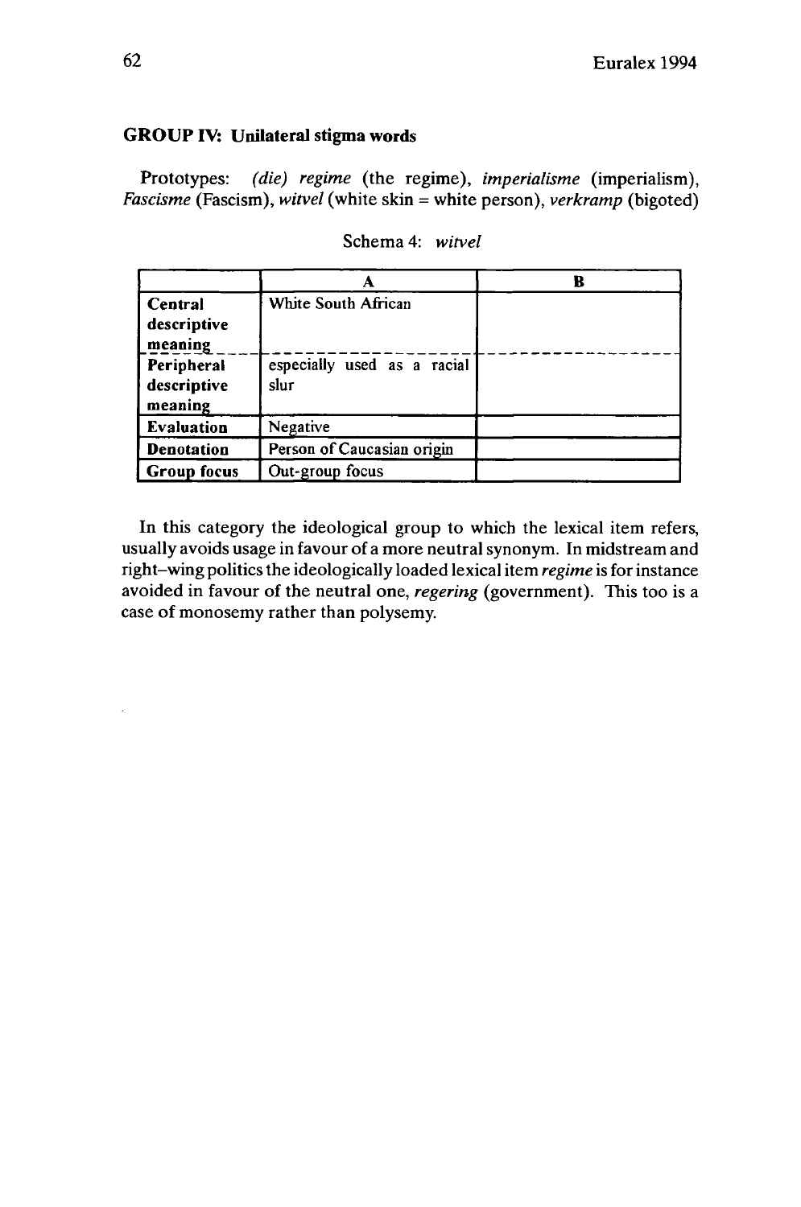**GROUP IV: Unilateral stigma words**

Prototypes: *(die) regime* (the regime), *imperialisme* (imperialism), *Fascisme* (Fascism), *witvel* (white skin = white person), *verkramp* (bigoted)

Schema 4: *witvel*

| | A | B |
|---|---|---|
| **Central descriptive meaning** | White South African | |
| **Peripheral descriptive meaning** | especially used as a racial slur | |
| **Evaluation** | Negative | |
| **Denotation** | Person of Caucasian origin | |
| **Group focus** | Out-group focus | |

In this category the ideological group to which the lexical item refers, usually avoids usage in favour of a more neutral synonym. In midstream and right-wing politics the ideologically loaded lexical item *regime* is for instance avoided in favour of the neutral one, *regering* (government). This too is a case of monosemy rather than polysemy.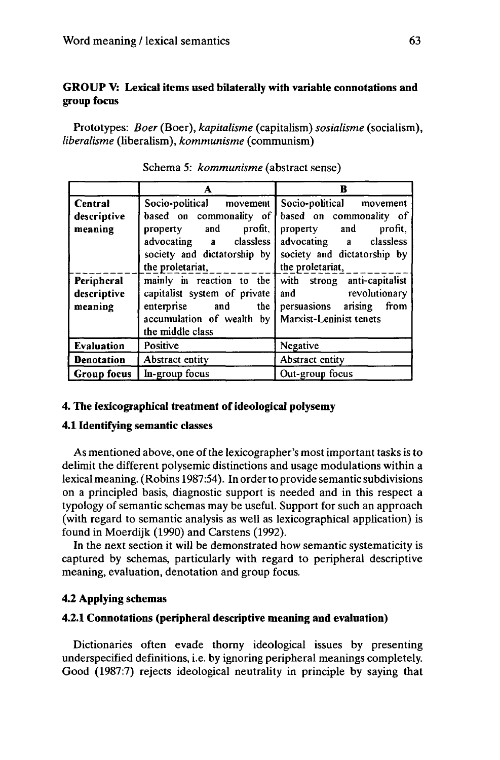**GROUP V: Lexical items used bilaterally with variable connotations and group focus**

Prototypes: *Boer* (Boer), *kapitalisme* (capitalism) *sosialisme* (socialism), *liberalisme* (liberalism), *kommunisme* (communism)

Schema 5: *kommunisme* (abstract sense)

| | A | B |
|---|---|---|
| **Central descriptive meaning** | Socio-political movement based on commonality of property and profit, advocating a classless society and dictatorship by the proletariat, | Socio-political movement based on commonality of property and profit, advocating a classless society and dictatorship by the proletariat, |
| **Peripheral descriptive meaning** | mainly in reaction to the capitalist system of private enterprise and the accumulation of wealth by the middle class | with strong anti-capitalist and revolutionary persuasions arising from Marxist-Leninist tenets |
| **Evaluation** | Positive | Negative |
| **Denotation** | Abstract entity | Abstract entity |
| **Group focus** | In-group focus | Out-group focus |

## 4. The lexicographical treatment of ideological polysemy

### 4.1 Identifying semantic classes

As mentioned above, one of the lexicographer's most important tasks is to delimit the different polysemic distinctions and usage modulations within a lexical meaning. (Robins 1987:54). In order to provide semantic subdivisions on a principled basis, diagnostic support is needed and in this respect a typology of semantic schemas may be useful. Support for such an approach (with regard to semantic analysis as well as lexicographical application) is found in Moerdijk (1990) and Carstens (1992).

In the next section it will be demonstrated how semantic systematicity is captured by schemas, particularly with regard to peripheral descriptive meaning, evaluation, denotation and group focus.

### 4.2 Applying schemas

#### 4.2.1 Connotations (peripheral descriptive meaning and evaluation)

Dictionaries often evade thorny ideological issues by presenting underspecified definitions, i.e. by ignoring peripheral meanings completely. Good (1987:7) rejects ideological neutrality in principle by saying that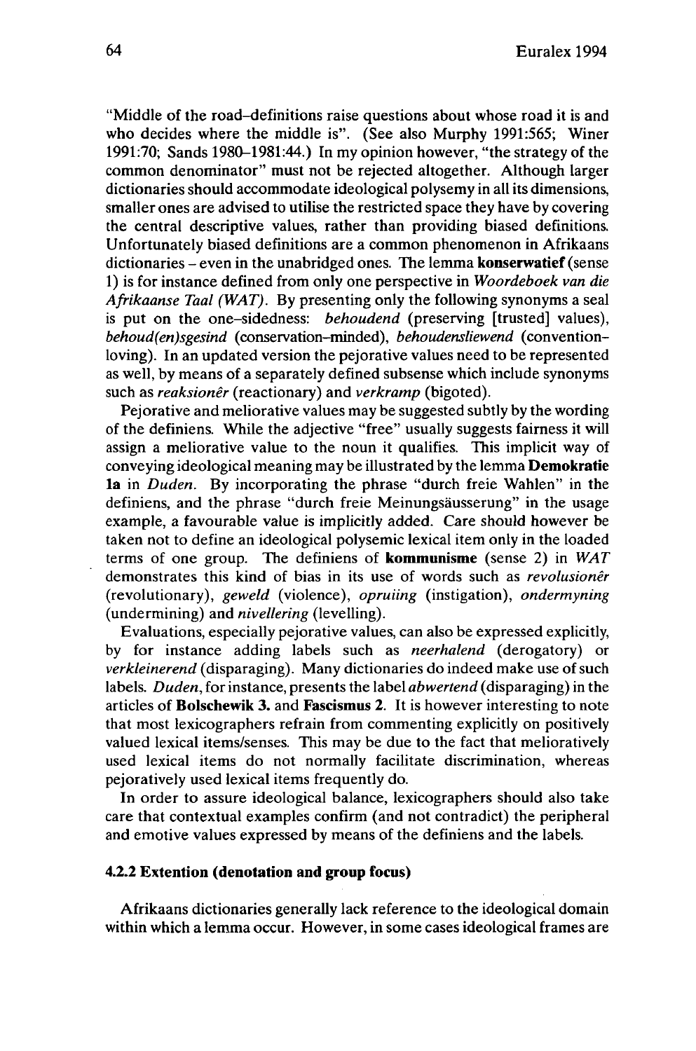"Middle of the road–definitions raise questions about whose road it is and who decides where the middle is". (See also Murphy 1991:565; Winer 1991:70; Sands 1980–1981:44.) In my opinion however, "the strategy of the common denominator" must not be rejected altogether. Although larger dictionaries should accommodate ideological polysemy in all its dimensions, smaller ones are advised to utilise the restricted space they have by covering the central descriptive values, rather than providing biased definitions. Unfortunately biased definitions are a common phenomenon in Afrikaans dictionaries – even in the unabridged ones. The lemma **konserwatief** (sense 1) is for instance defined from only one perspective in *Woordeboek van die Afrikaanse Taal (WAT)*. By presenting only the following synonyms a seal is put on the one-sidedness: *behoudend* (preserving [trusted] values), *behoud(en)sgesind* (conservation-minded), *behoudensliewend* (convention-loving). In an updated version the pejorative values need to be represented as well, by means of a separately defined subsense which include synonyms such as *reaksionêr* (reactionary) and *verkramp* (bigoted).

Pejorative and meliorative values may be suggested subtly by the wording of the definiens. While the adjective "free" usually suggests fairness it will assign a meliorative value to the noun it qualifies. This implicit way of conveying ideological meaning may be illustrated by the lemma **Demokratie 1a** in *Duden*. By incorporating the phrase "durch freie Wahlen" in the definiens, and the phrase "durch freie Meinungsäusserung" in the usage example, a favourable value is implicitly added. Care should however be taken not to define an ideological polysemic lexical item only in the loaded terms of one group. The definiens of **kommunisme** (sense 2) in *WAT* demonstrates this kind of bias in its use of words such as *revolusionêr* (revolutionary), *geweld* (violence), *opruiing* (instigation), *ondermyning* (undermining) and *nivellering* (levelling).

Evaluations, especially pejorative values, can also be expressed explicitly, by for instance adding labels such as *neerhalend* (derogatory) or *verkleinerend* (disparaging). Many dictionaries do indeed make use of such labels. *Duden*, for instance, presents the label *abwertend* (disparaging) in the articles of **Bolschewik 3.** and **Fascismus 2.** It is however interesting to note that most lexicographers refrain from commenting explicitly on positively valued lexical items/senses. This may be due to the fact that melioratively used lexical items do not normally facilitate discrimination, whereas pejoratively used lexical items frequently do.

In order to assure ideological balance, lexicographers should also take care that contextual examples confirm (and not contradict) the peripheral and emotive values expressed by means of the definiens and the labels.

#### 4.2.2 Extention (denotation and group focus)

Afrikaans dictionaries generally lack reference to the ideological domain within which a lemma occur. However, in some cases ideological frames are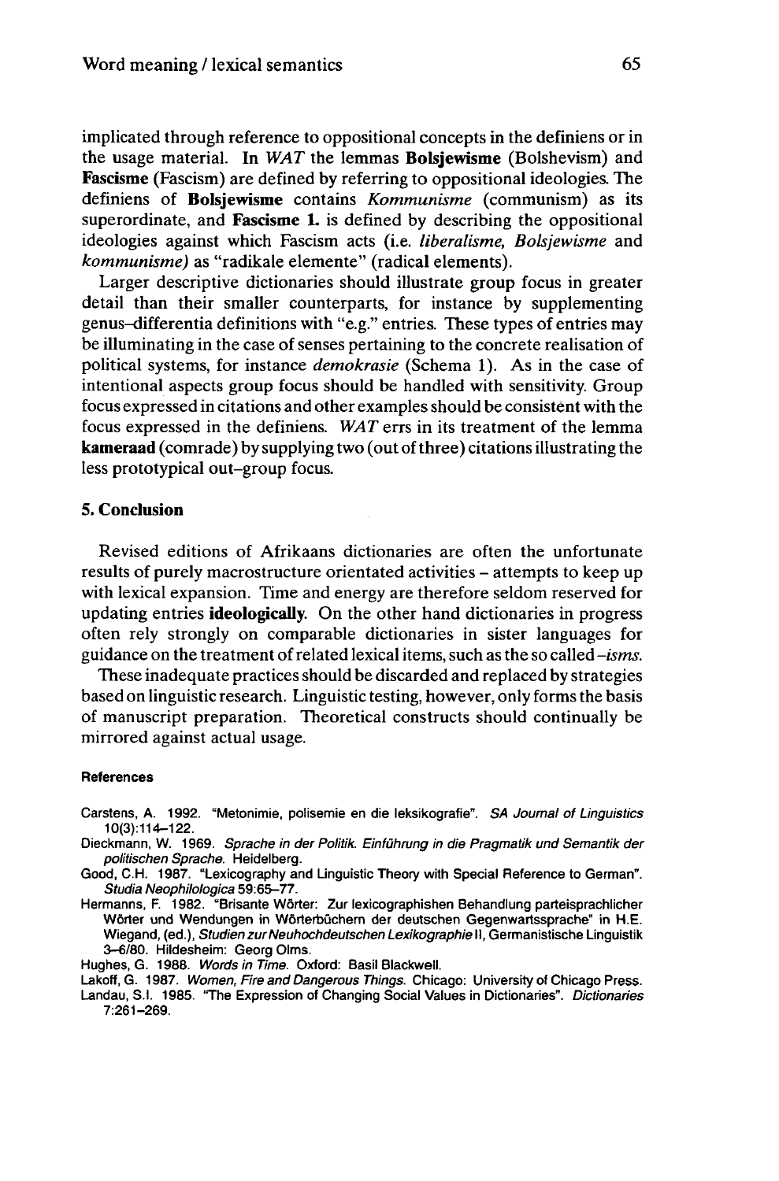implicated through reference to oppositional concepts in the definiens or in the usage material. In *WAT* the lemmas **Bolsjewisme** (Bolshevism) and **Fascisme** (Fascism) are defined by referring to oppositional ideologies. The definiens of **Bolsjewisme** contains *Kommunisme* (communism) as its superordinate, and **Fascisme 1.** is defined by describing the oppositional ideologies against which Fascism acts (i.e. *liberalisme, Bolsjewisme* and *kommunisme)* as "radikale elemente" (radical elements).

Larger descriptive dictionaries should illustrate group focus in greater detail than their smaller counterparts, for instance by supplementing genus–differentia definitions with "e.g." entries. These types of entries may be illuminating in the case of senses pertaining to the concrete realisation of political systems, for instance *demokrasie* (Schema 1). As in the case of intentional aspects group focus should be handled with sensitivity. Group focus expressed in citations and other examples should be consistent with the focus expressed in the definiens. *WAT* errs in its treatment of the lemma **kameraad** (comrade) by supplying two (out of three) citations illustrating the less prototypical out–group focus.

## 5. Conclusion

Revised editions of Afrikaans dictionaries are often the unfortunate results of purely macrostructure orientated activities – attempts to keep up with lexical expansion. Time and energy are therefore seldom reserved for updating entries **ideologically**. On the other hand dictionaries in progress often rely strongly on comparable dictionaries in sister languages for guidance on the treatment of related lexical items, such as the so called *-isms.*

These inadequate practices should be discarded and replaced by strategies based on linguistic research. Linguistic testing, however, only forms the basis of manuscript preparation. Theoretical constructs should continually be mirrored against actual usage.

#### References

Carstens, A. 1992. "Metonimie, polisemie en die leksikografie". *SA Journal of Linguistics* 10(3):114–122.

Dieckmann, W. 1969. *Sprache in der Politik. Einführung in die Pragmatik und Semantik der politischen Sprache.* Heidelberg.

Good, C.H. 1987. "Lexicography and Linguistic Theory with Special Reference to German". *Studia Neophilologica* 59:65–77.

Hermanns, F. 1982. "Brisante Wörter: Zur lexicographishen Behandlung parteisprachlicher Wörter und Wendungen in Wörterbüchern der deutschen Gegenwartssprache" in H.E. Wiegand, (ed.), *Studien zur Neuhochdeutschen Lexikographie* II, Germanistische Linguistik 3–6/80. Hildesheim: Georg Olms.

Hughes, G. 1988. *Words in Time.* Oxford: Basil Blackwell.

Lakoff, G. 1987. *Women, Fire and Dangerous Things.* Chicago: University of Chicago Press.

Landau, S.I. 1985. "The Expression of Changing Social Values in Dictionaries". *Dictionaries* 7:261–269.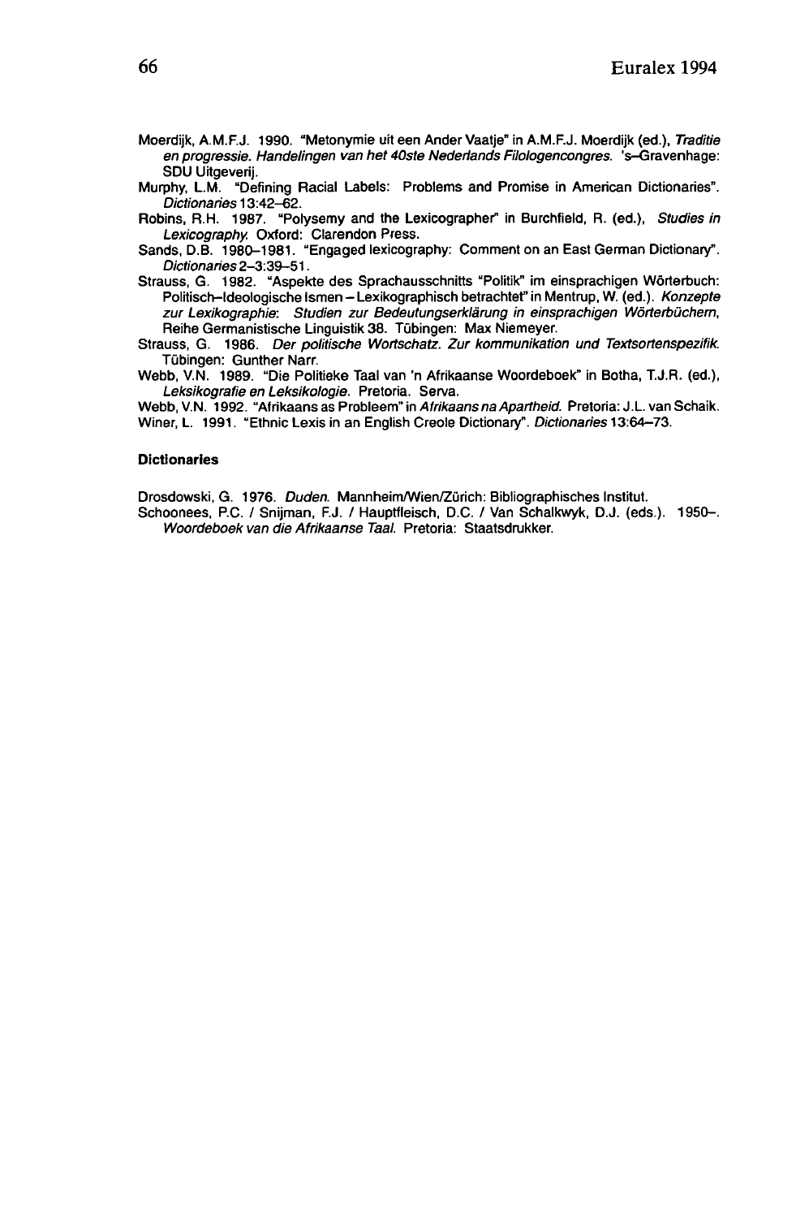Moerdijk, A.M.F.J. 1990. "Metonymie uit een Ander Vaatje" in A.M.F.J. Moerdijk (ed.), *Traditie en progressie. Handelingen van het 40ste Nederlands Filologencongres.* 's–Gravenhage: SDU Uitgeverij.

Murphy, L.M. "Defining Racial Labels: Problems and Promise in American Dictionaries". *Dictionaries* 13:42–62.

Robins, R.H. 1987. "Polysemy and the Lexicographer" in Burchfield, R. (ed.), *Studies in Lexicography.* Oxford: Clarendon Press.

Sands, D.B. 1980–1981. "Engaged lexicography: Comment on an East German Dictionary". *Dictionaries* 2–3:39–51.

Strauss, G. 1982. "Aspekte des Sprachausschnitts "Politik" im einsprachigen Wörterbuch: Politisch–Ideologische Ismen – Lexikographisch betrachtet" in Mentrup, W. (ed.). *Konzepte zur Lexikographie: Studien zur Bedeutungserklärung in einsprachigen Wörterbüchern,* Reihe Germanistische Linguistik 38. Tübingen: Max Niemeyer.

Strauss, G. 1986. *Der politische Wortschatz. Zur kommunikation und Textsortenspezifik.* Tübingen: Gunther Narr.

Webb, V.N. 1989. "Die Politieke Taal van 'n Afrikaanse Woordeboek" in Botha, T.J.R. (ed.), *Leksikografie en Leksikologie.* Pretoria. Serva.

Webb, V.N. 1992. "Afrikaans as Probleem" in *Afrikaans na Apartheid.* Pretoria: J.L. van Schaik.

Winer, L. 1991. "Ethnic Lexis in an English Creole Dictionary". *Dictionaries* 13:64–73.

### Dictionaries

Drosdowski, G. 1976. *Duden.* Mannheim/Wien/Zürich: Bibliographisches Institut.

Schoonees, P.C. / Snijman, F.J. / Hauptfleisch, D.C. / Van Schalkwyk, D.J. (eds.). 1950–. *Woordeboek van die Afrikaanse Taal.* Pretoria: Staatsdrukker.